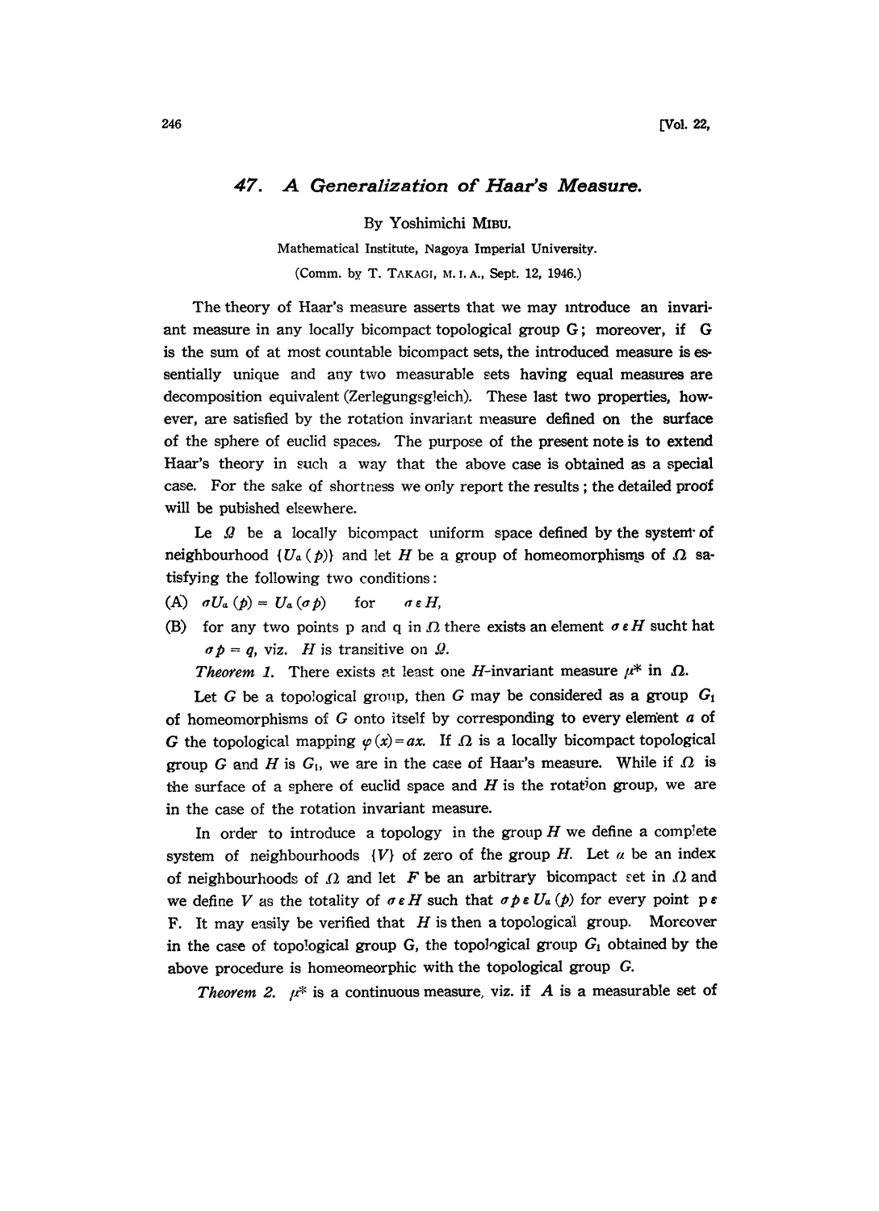# 47. A Generalization of Haar's Measure.

By Yoshimichi MIBU.

Mathematical Institute, Nagoya Imperial University.

(Comm. by T. TAKAGI, M. I. A., Sept. 12, 1946.)

The theory of Haar's measure asserts that we may introduce an invariant measure in any locally bicompact topological group G; moreover, if G is the sum of at most countable bicompact sets, the introduced measure is essentially unique and any two measurable sets having equal measures are decomposition equivalent (Zerlegungsgleich). These last two properties, however, are satisfied by the rotation invariant measure defined on the surface of the sphere of euclid spaces. The purpose of the present note is to extend Haar's theory in such a way that the above case is obtained as a special case. For the sake of shortness we only report the results; the detailed proof will be pubished elsewhere.

Le $\Omega$ be a locally bicompact uniform space defined by the system of neighbourhood $\{U_\alpha(p)\}$ and let $H$ be a group of homeomorphisms of $\Omega$ satisfying the following two conditions:

(A) $\sigma U_\alpha(p) = U_\alpha(\sigma p)$ for $\sigma \varepsilon H$,

(B) for any two points p and q in $\Omega$ there exists an element $\sigma \varepsilon H$ sucht hat $\sigma p = q$, viz. $H$ is transitive on $\Omega$.

*Theorem 1.* There exists at least one $H$-invariant measure $\mu^*$ in $\Omega$.

Let $G$ be a topological group, then $G$ may be considered as a group $G_1$ of homeomorphisms of $G$ onto itself by corresponding to every element $a$ of $G$ the topological mapping $\varphi(x) = ax$. If $\Omega$ is a locally bicompact topological group $G$ and $H$ is $G_1$, we are in the case of Haar's measure. While if $\Omega$ is the surface of a sphere of euclid space and $H$ is the rotation group, we are in the case of the rotation invariant measure.

In order to introduce a topology in the group $H$ we define a complete system of neighbourhoods $\{V\}$ of zero of the group $H$. Let $\alpha$ be an index of neighbourhoods of $\Omega$ and let $F$ be an arbitrary bicompact set in $\Omega$ and we define $V$ as the totality of $\sigma \varepsilon H$ such that $\sigma p \varepsilon U_\alpha(p)$ for every point $p \varepsilon$ F. It may easily be verified that $H$ is then a topological group. Moreover in the case of topological group G, the topological group $G_1$ obtained by the above procedure is homeomeorphic with the topological group $G$.

*Theorem 2.* $\mu^*$ is a continuous measure, viz. if $A$ is a measurable set of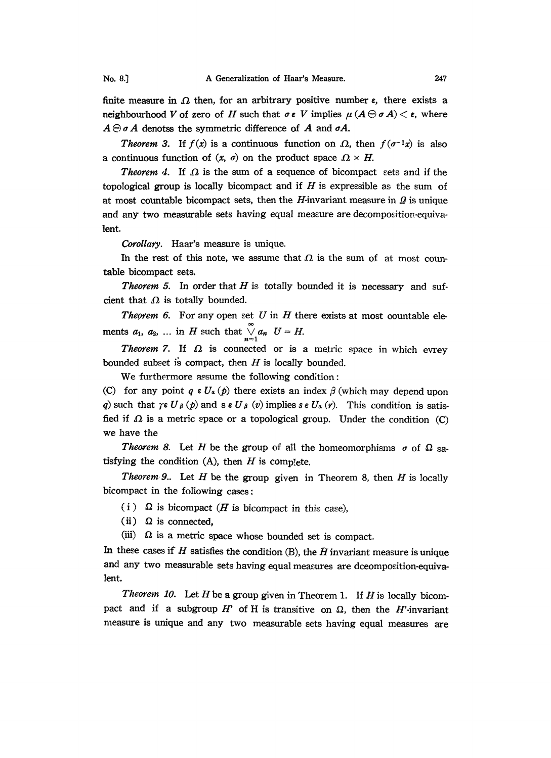finite measure in $\Omega$ then, for an arbitrary positive number $\varepsilon$, there exists a neighbourhood $V$ of zero of $H$ such that $\sigma \varepsilon V$ implies $\mu(A \ominus \sigma A) < \varepsilon$, where $A \ominus \sigma A$ denotss the symmetric difference of $A$ and $\sigma A$.

*Theorem 3.* If $f(x)$ is a continuous function on $\Omega$, then $f(\sigma^{-1}x)$ is also a continuous function of $(x, \sigma)$ on the product space $\Omega \times H$.

*Theorem 4.* If $\Omega$ is the sum of a sequence of bicompact sets and if the topological group is locally bicompact and if $H$ is expressible as the sum of at most countable bicompact sets, then the $H$-invariant measure in $\Omega$ is unique and any two measurable sets having equal measure are decomposition-equivalent.

*Corollary.* Haar's measure is unique.

In the rest of this note, we assume that $\Omega$ is the sum of at most countable bicompact sets.

*Theorem 5.* In order that $H$ is totally bounded it is necessary and sufcient that $\Omega$ is totally bounded.

*Theorem 6.* For any open set $U$ in $H$ there exists at most countable elements $a_1, a_2, \dots$ in $H$ such that $\bigvee_{n=1}^{\infty} a_n \ U = H$.

*Theorem 7.* If $\Omega$ is connected or is a metric space in which evrey bounded subset is compact, then $H$ is locally bounded.

We furthermore assume the following condition:

(C) for any point $q \varepsilon U_\alpha(p)$ there exists an index $\beta$ (which may depend upon $q$) such that $\gamma \varepsilon U_\beta(p)$ and $s \varepsilon U_\beta(v)$ implies $s \varepsilon U_\alpha(r)$. This condition is satisfied if $\Omega$ is a metric space or a topological group. Under the condition (C) we have the

*Theorem 8.* Let $H$ be the group of all the homeomorphisms $\sigma$ of $\Omega$ satisfying the condition (A), then $H$ is complete.

*Theorem 9.*. Let $H$ be the group given in Theorem 8, then $H$ is locally bicompact in the following cases:

(i) $\Omega$ is bicompact ($\bar{H}$ is bicompact in this case),

(ii) $\Omega$ is connected,

(iii) $\Omega$ is a metric space whose bounded set is compact.

In these cases if $H$ satisfies the condition (B), the $H$ invariant measure is unique and any two measurable sets having equal measures are dceomposition-equivalent.

*Theorem 10.* Let $H$ be a group given in Theorem 1. If $H$ is locally bicompact and if a subgroup $H'$ of H is transitive on $\Omega$, then the $H'$-invariant measure is unique and any two measurable sets having equal measures are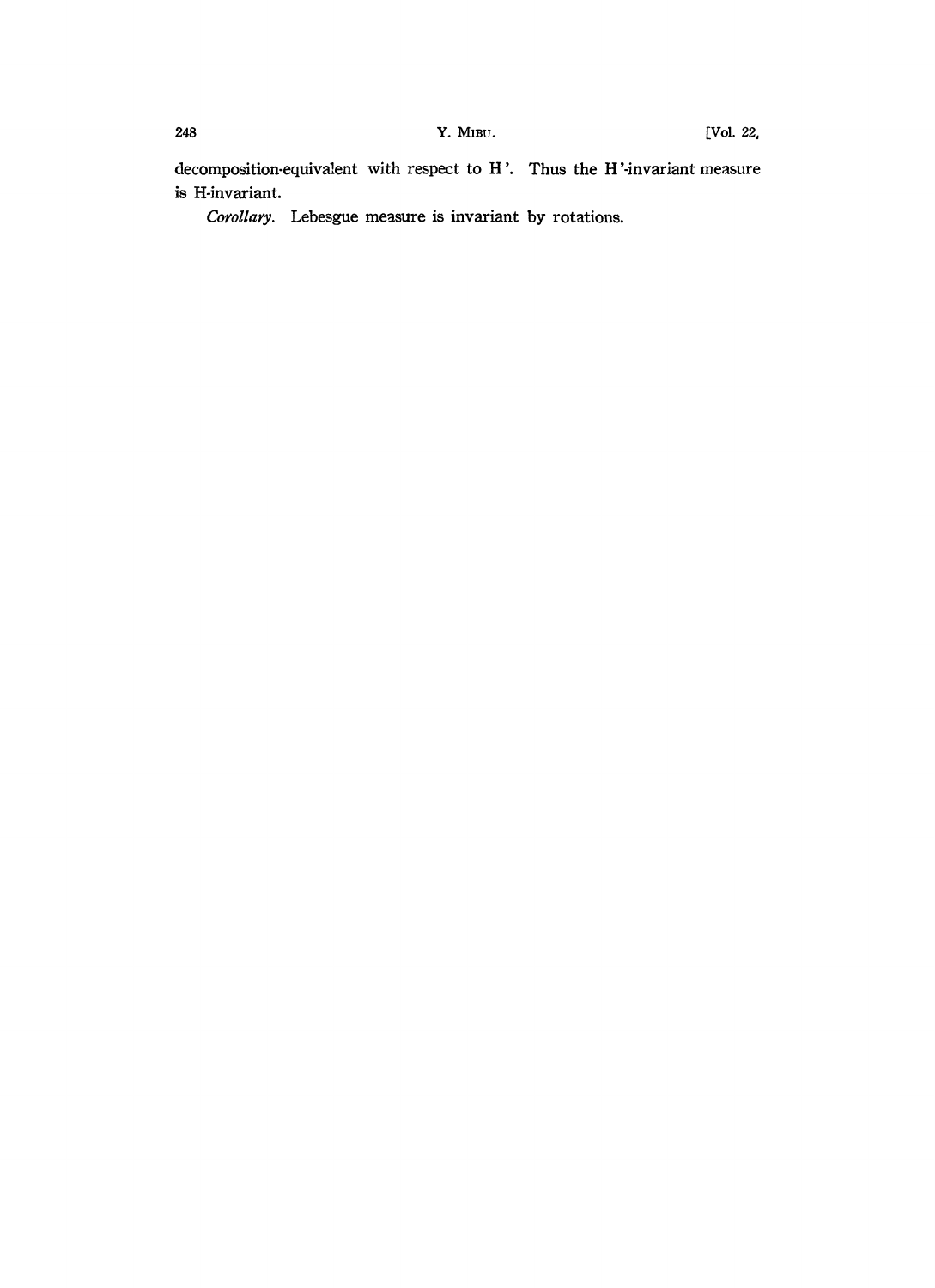decomposition-equivalent with respect to H'. Thus the H'-invariant measure is H-invariant.

*Corollary*. Lebesgue measure is invariant by rotations.